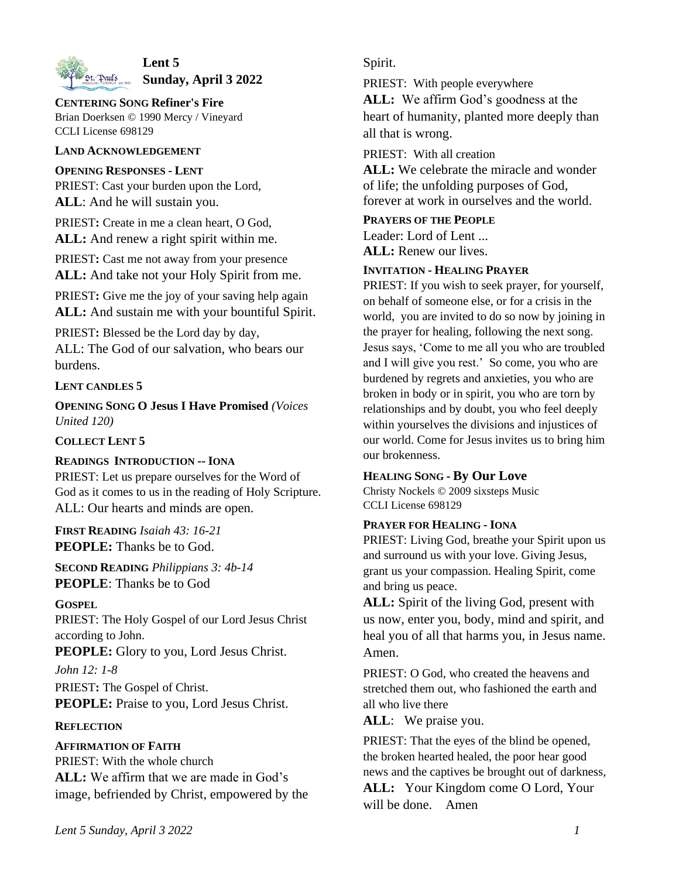# Lent 5
## Sunday, April 3 2022

**CENTERING SONG Refiner's Fire**
Brian Doerksen © 1990 Mercy / Vineyard
CCLI License 698129

**LAND ACKNOWLEDGEMENT**

**OPENING RESPONSES - LENT**
PRIEST: Cast your burden upon the Lord,
**ALL**: And he will sustain you.

PRIEST**:** Create in me a clean heart, O God,
**ALL:** And renew a right spirit within me.

PRIEST**:** Cast me not away from your presence
**ALL:** And take not your Holy Spirit from me.

PRIEST**:** Give me the joy of your saving help again
**ALL:** And sustain me with your bountiful Spirit.

PRIEST**:** Blessed be the Lord day by day,
ALL: The God of our salvation, who bears our burdens.

**LENT CANDLES 5**

**OPENING SONG O Jesus I Have Promised** *(Voices United 120)*

**COLLECT LENT 5**

**READINGS INTRODUCTION -- IONA**
PRIEST: Let us prepare ourselves for the Word of God as it comes to us in the reading of Holy Scripture.
ALL: Our hearts and minds are open.

**FIRST READING** *Isaiah 43: 16-21*
**PEOPLE:** Thanks be to God.

**SECOND READING** *Philippians 3: 4b-14*
**PEOPLE**: Thanks be to God

**GOSPEL**
PRIEST: The Holy Gospel of our Lord Jesus Christ according to John.
**PEOPLE:** Glory to you, Lord Jesus Christ.
*John 12: 1-8*
PRIEST**:** The Gospel of Christ.
**PEOPLE:** Praise to you, Lord Jesus Christ.

**REFLECTION**

**AFFIRMATION OF FAITH**
PRIEST: With the whole church
**ALL:** We affirm that we are made in God's image, befriended by Christ, empowered by the Spirit.

PRIEST: With people everywhere
**ALL:** We affirm God's goodness at the heart of humanity, planted more deeply than all that is wrong.

PRIEST: With all creation
**ALL:** We celebrate the miracle and wonder of life; the unfolding purposes of God, forever at work in ourselves and the world.

**PRAYERS OF THE PEOPLE**
Leader: Lord of Lent ...
**ALL:** Renew our lives.

**INVITATION - HEALING PRAYER**
PRIEST: If you wish to seek prayer, for yourself, on behalf of someone else, or for a crisis in the world, you are invited to do so now by joining in the prayer for healing, following the next song. Jesus says, 'Come to me all you who are troubled and I will give you rest.' So come, you who are burdened by regrets and anxieties, you who are broken in body or in spirit, you who are torn by relationships and by doubt, you who feel deeply within yourselves the divisions and injustices of our world. Come for Jesus invites us to bring him our brokenness.

**HEALING SONG - By Our Love**
Christy Nockels © 2009 sixsteps Music
CCLI License 698129

**PRAYER FOR HEALING - IONA**
PRIEST: Living God, breathe your Spirit upon us and surround us with your love. Giving Jesus, grant us your compassion. Healing Spirit, come and bring us peace.
**ALL:** Spirit of the living God, present with us now, enter you, body, mind and spirit, and heal you of all that harms you, in Jesus name. Amen.

PRIEST: O God, who created the heavens and stretched them out, who fashioned the earth and all who live there
**ALL**: We praise you.

PRIEST: That the eyes of the blind be opened, the broken hearted healed, the poor hear good news and the captives be brought out of darkness,
**ALL:** Your Kingdom come O Lord, Your will be done. Amen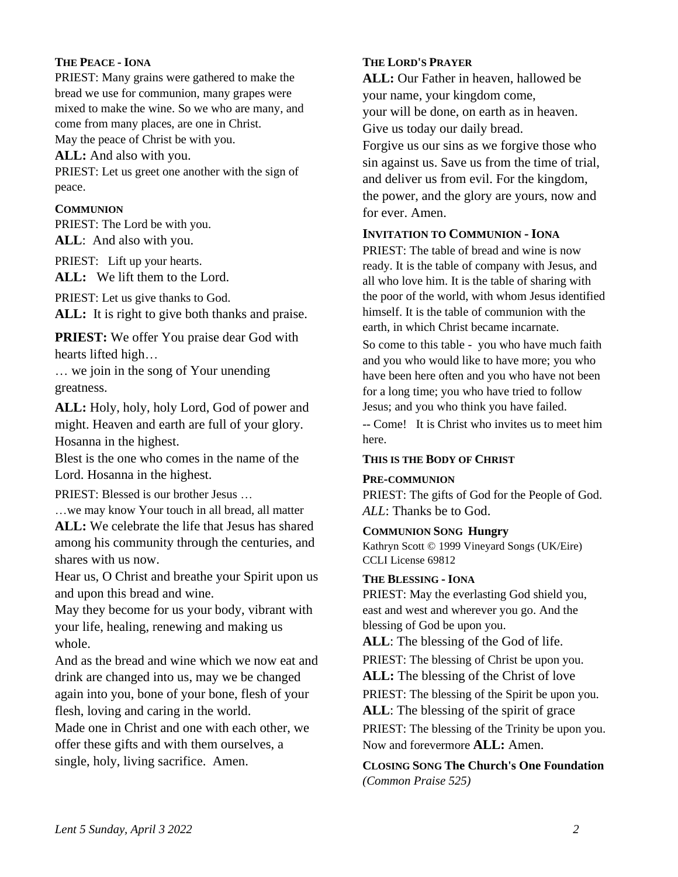### The Peace - Iona

PRIEST: Many grains were gathered to make the bread we use for communion, many grapes were mixed to make the wine. So we who are many, and come from many places, are one in Christ.
May the peace of Christ be with you.

**ALL:** And also with you.

PRIEST: Let us greet one another with the sign of peace.

### Communion

PRIEST: The Lord be with you.
**ALL**: And also with you.

PRIEST: Lift up your hearts.
**ALL:** We lift them to the Lord.

PRIEST: Let us give thanks to God.
**ALL:** It is right to give both thanks and praise.

**PRIEST:** We offer You praise dear God with hearts lifted high…
… we join in the song of Your unending greatness.

**ALL:** Holy, holy, holy Lord, God of power and might. Heaven and earth are full of your glory. Hosanna in the highest.
Blest is the one who comes in the name of the Lord. Hosanna in the highest.

PRIEST: Blessed is our brother Jesus …
…we may know Your touch in all bread, all matter

**ALL:** We celebrate the life that Jesus has shared among his community through the centuries, and shares with us now.
Hear us, O Christ and breathe your Spirit upon us and upon this bread and wine.
May they become for us your body, vibrant with your life, healing, renewing and making us whole.
And as the bread and wine which we now eat and drink are changed into us, may we be changed again into you, bone of your bone, flesh of your flesh, loving and caring in the world.
Made one in Christ and one with each other, we offer these gifts and with them ourselves, a single, holy, living sacrifice. Amen.

### The Lord's Prayer

**ALL:** Our Father in heaven, hallowed be your name, your kingdom come,
your will be done, on earth as in heaven.
Give us today our daily bread.
Forgive us our sins as we forgive those who sin against us. Save us from the time of trial, and deliver us from evil. For the kingdom, the power, and the glory are yours, now and for ever. Amen.

### Invitation to Communion - Iona

PRIEST: The table of bread and wine is now ready. It is the table of company with Jesus, and all who love him. It is the table of sharing with the poor of the world, with whom Jesus identified himself. It is the table of communion with the earth, in which Christ became incarnate.
So come to this table - you who have much faith and you who would like to have more; you who have been here often and you who have not been for a long time; you who have tried to follow Jesus; and you who think you have failed.
-- Come! It is Christ who invites us to meet him here.

### This is the Body of Christ

### Pre-communion

PRIEST: The gifts of God for the People of God.
*ALL*: Thanks be to God.

### Communion Song Hungry

Kathryn Scott © 1999 Vineyard Songs (UK/Eire) CCLI License 69812

### The Blessing - Iona

PRIEST: May the everlasting God shield you, east and west and wherever you go. And the blessing of God be upon you.
**ALL**: The blessing of the God of life.
PRIEST: The blessing of Christ be upon you.
**ALL:** The blessing of the Christ of love
PRIEST: The blessing of the Spirit be upon you.
**ALL**: The blessing of the spirit of grace
PRIEST: The blessing of the Trinity be upon you. Now and forevermore **ALL:** Amen.

### Closing Song The Church's One Foundation

*(Common Praise 525)*